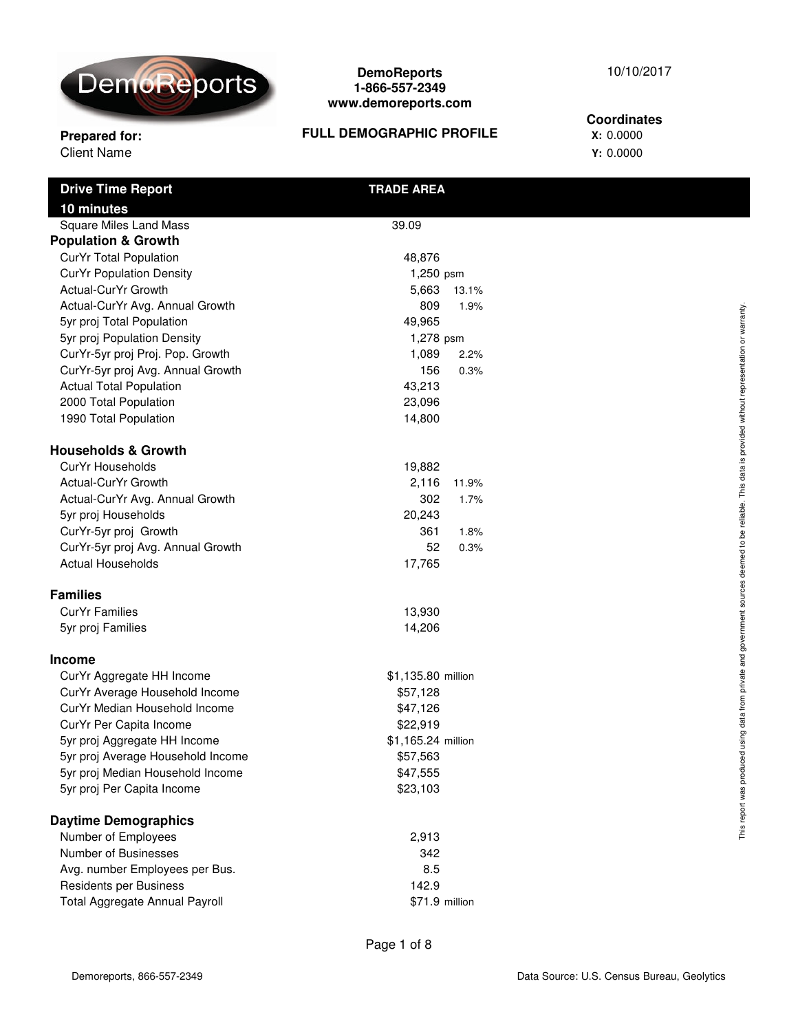DemoReports
1-866-557-2349
www.demoreports.com

10/10/2017

**Prepared for:**
Client Name

## FULL DEMOGRAPHIC PROFILE

**Coordinates**
**X:** 0.0000
**Y:** 0.0000

| Drive Time Report 10 minutes | TRADE AREA | |
|---|---|---|
| Square Miles Land Mass | 39.09 | |
| **Population & Growth** | | |
| CurYr Total Population | 48,876 | |
| CurYr Population Density | 1,250 psm | |
| Actual-CurYr Growth | 5,663 | 13.1% |
| Actual-CurYr Avg. Annual Growth | 809 | 1.9% |
| 5yr proj Total Population | 49,965 | |
| 5yr proj Population Density | 1,278 psm | |
| CurYr-5yr proj Proj. Pop. Growth | 1,089 | 2.2% |
| CurYr-5yr proj Avg. Annual Growth | 156 | 0.3% |
| Actual Total Population | 43,213 | |
| 2000 Total Population | 23,096 | |
| 1990 Total Population | 14,800 | |
| **Households & Growth** | | |
| CurYr Households | 19,882 | |
| Actual-CurYr Growth | 2,116 | 11.9% |
| Actual-CurYr Avg. Annual Growth | 302 | 1.7% |
| 5yr proj Households | 20,243 | |
| CurYr-5yr proj Growth | 361 | 1.8% |
| CurYr-5yr proj Avg. Annual Growth | 52 | 0.3% |
| Actual Households | 17,765 | |
| **Families** | | |
| CurYr Families | 13,930 | |
| 5yr proj Families | 14,206 | |
| **Income** | | |
| CurYr Aggregate HH Income | $1,135.80 million | |
| CurYr Average Household Income | $57,128 | |
| CurYr Median Household Income | $47,126 | |
| CurYr Per Capita Income | $22,919 | |
| 5yr proj Aggregate HH Income | $1,165.24 million | |
| 5yr proj Average Household Income | $57,563 | |
| 5yr proj Median Household Income | $47,555 | |
| 5yr proj Per Capita Income | $23,103 | |
| **Daytime Demographics** | | |
| Number of Employees | 2,913 | |
| Number of Businesses | 342 | |
| Avg. number Employees per Bus. | 8.5 | |
| Residents per Business | 142.9 | |
| Total Aggregate Annual Payroll | $71.9 million | |

This report was produced using data from private and government sources deemed to be reliable. This data is provided without representation or warranty.

Data Source: U.S. Census Bureau, Geolytics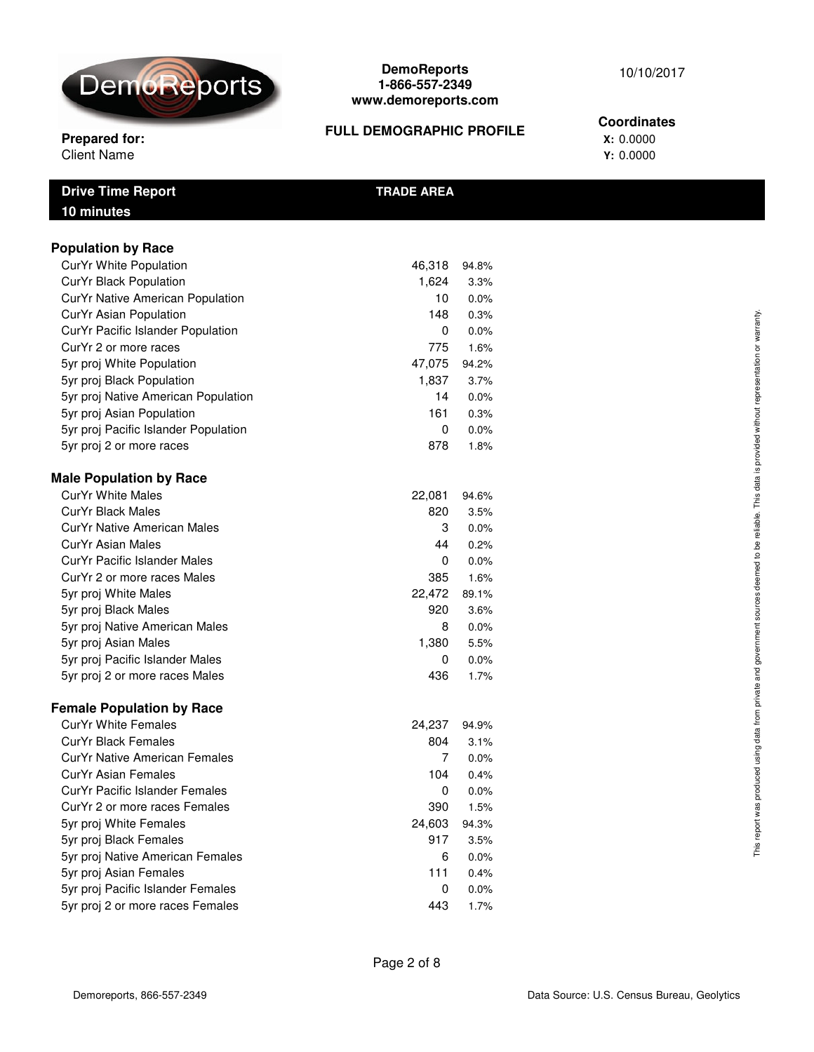DemoReports
1-866-557-2349
www.demoreports.com

10/10/2017

**Prepared for:**
Client Name

## FULL DEMOGRAPHIC PROFILE

**Coordinates**
**X:** 0.0000
**Y:** 0.0000

| **Drive Time Report 10 minutes** | **TRADE AREA** | |
|---|---|---|
| **Population by Race** | | |
| CurYr White Population | 46,318 | 94.8% |
| CurYr Black Population | 1,624 | 3.3% |
| CurYr Native American Population | 10 | 0.0% |
| CurYr Asian Population | 148 | 0.3% |
| CurYr Pacific Islander Population | 0 | 0.0% |
| CurYr 2 or more races | 775 | 1.6% |
| 5yr proj White Population | 47,075 | 94.2% |
| 5yr proj Black Population | 1,837 | 3.7% |
| 5yr proj Native American Population | 14 | 0.0% |
| 5yr proj Asian Population | 161 | 0.3% |
| 5yr proj Pacific Islander Population | 0 | 0.0% |
| 5yr proj 2 or more races | 878 | 1.8% |
| **Male Population by Race** | | |
| CurYr White Males | 22,081 | 94.6% |
| CurYr Black Males | 820 | 3.5% |
| CurYr Native American Males | 3 | 0.0% |
| CurYr Asian Males | 44 | 0.2% |
| CurYr Pacific Islander Males | 0 | 0.0% |
| CurYr 2 or more races Males | 385 | 1.6% |
| 5yr proj White Males | 22,472 | 89.1% |
| 5yr proj Black Males | 920 | 3.6% |
| 5yr proj Native American Males | 8 | 0.0% |
| 5yr proj Asian Males | 1,380 | 5.5% |
| 5yr proj Pacific Islander Males | 0 | 0.0% |
| 5yr proj 2 or more races Males | 436 | 1.7% |
| **Female Population by Race** | | |
| CurYr White Females | 24,237 | 94.9% |
| CurYr Black Females | 804 | 3.1% |
| CurYr Native American Females | 7 | 0.0% |
| CurYr Asian Females | 104 | 0.4% |
| CurYr Pacific Islander Females | 0 | 0.0% |
| CurYr 2 or more races Females | 390 | 1.5% |
| 5yr proj White Females | 24,603 | 94.3% |
| 5yr proj Black Females | 917 | 3.5% |
| 5yr proj Native American Females | 6 | 0.0% |
| 5yr proj Asian Females | 111 | 0.4% |
| 5yr proj Pacific Islander Females | 0 | 0.0% |
| 5yr proj 2 or more races Females | 443 | 1.7% |

This report was produced using data from private and government sources deemed to be reliable. This data is provided without representation or warranty.

Demoreports, 866-557-2349

Data Source: U.S. Census Bureau, Geolytics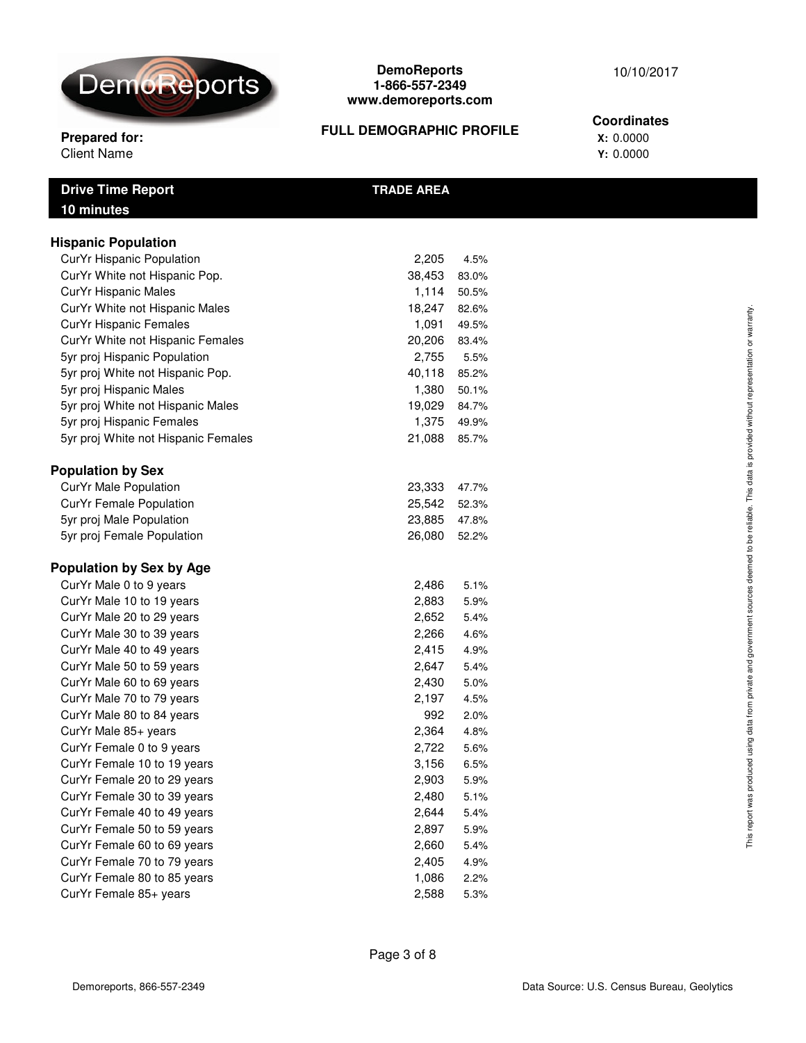**DemoReports**
**1-866-557-2349**
**www.demoreports.com**

10/10/2017

**Prepared for:**
Client Name

**FULL DEMOGRAPHIC PROFILE**

**Coordinates**
**X:** 0.0000
**Y:** 0.0000

| **Drive Time Report 10 minutes** | **TRADE AREA** | |
|---|---|---|

### Hispanic Population

| | | |
|---|---|---|
| CurYr Hispanic Population | 2,205 | 4.5% |
| CurYr White not Hispanic Pop. | 38,453 | 83.0% |
| CurYr Hispanic Males | 1,114 | 50.5% |
| CurYr White not Hispanic Males | 18,247 | 82.6% |
| CurYr Hispanic Females | 1,091 | 49.5% |
| CurYr White not Hispanic Females | 20,206 | 83.4% |
| 5yr proj Hispanic Population | 2,755 | 5.5% |
| 5yr proj White not Hispanic Pop. | 40,118 | 85.2% |
| 5yr proj Hispanic Males | 1,380 | 50.1% |
| 5yr proj White not Hispanic Males | 19,029 | 84.7% |
| 5yr proj Hispanic Females | 1,375 | 49.9% |
| 5yr proj White not Hispanic Females | 21,088 | 85.7% |

### Population by Sex

| | | |
|---|---|---|
| CurYr Male Population | 23,333 | 47.7% |
| CurYr Female Population | 25,542 | 52.3% |
| 5yr proj Male Population | 23,885 | 47.8% |
| 5yr proj Female Population | 26,080 | 52.2% |

### Population by Sex by Age

| | | |
|---|---|---|
| CurYr Male 0 to 9 years | 2,486 | 5.1% |
| CurYr Male 10 to 19 years | 2,883 | 5.9% |
| CurYr Male 20 to 29 years | 2,652 | 5.4% |
| CurYr Male 30 to 39 years | 2,266 | 4.6% |
| CurYr Male 40 to 49 years | 2,415 | 4.9% |
| CurYr Male 50 to 59 years | 2,647 | 5.4% |
| CurYr Male 60 to 69 years | 2,430 | 5.0% |
| CurYr Male 70 to 79 years | 2,197 | 4.5% |
| CurYr Male 80 to 84 years | 992 | 2.0% |
| CurYr Male 85+ years | 2,364 | 4.8% |
| CurYr Female 0 to 9 years | 2,722 | 5.6% |
| CurYr Female 10 to 19 years | 3,156 | 6.5% |
| CurYr Female 20 to 29 years | 2,903 | 5.9% |
| CurYr Female 30 to 39 years | 2,480 | 5.1% |
| CurYr Female 40 to 49 years | 2,644 | 5.4% |
| CurYr Female 50 to 59 years | 2,897 | 5.9% |
| CurYr Female 60 to 69 years | 2,660 | 5.4% |
| CurYr Female 70 to 79 years | 2,405 | 4.9% |
| CurYr Female 80 to 85 years | 1,086 | 2.2% |
| CurYr Female 85+ years | 2,588 | 5.3% |

This report was produced using data from private and government sources deemed to be reliable. This data is provided without representation or warranty.

Demoreports, 866-557-2349

Data Source: U.S. Census Bureau, Geolytics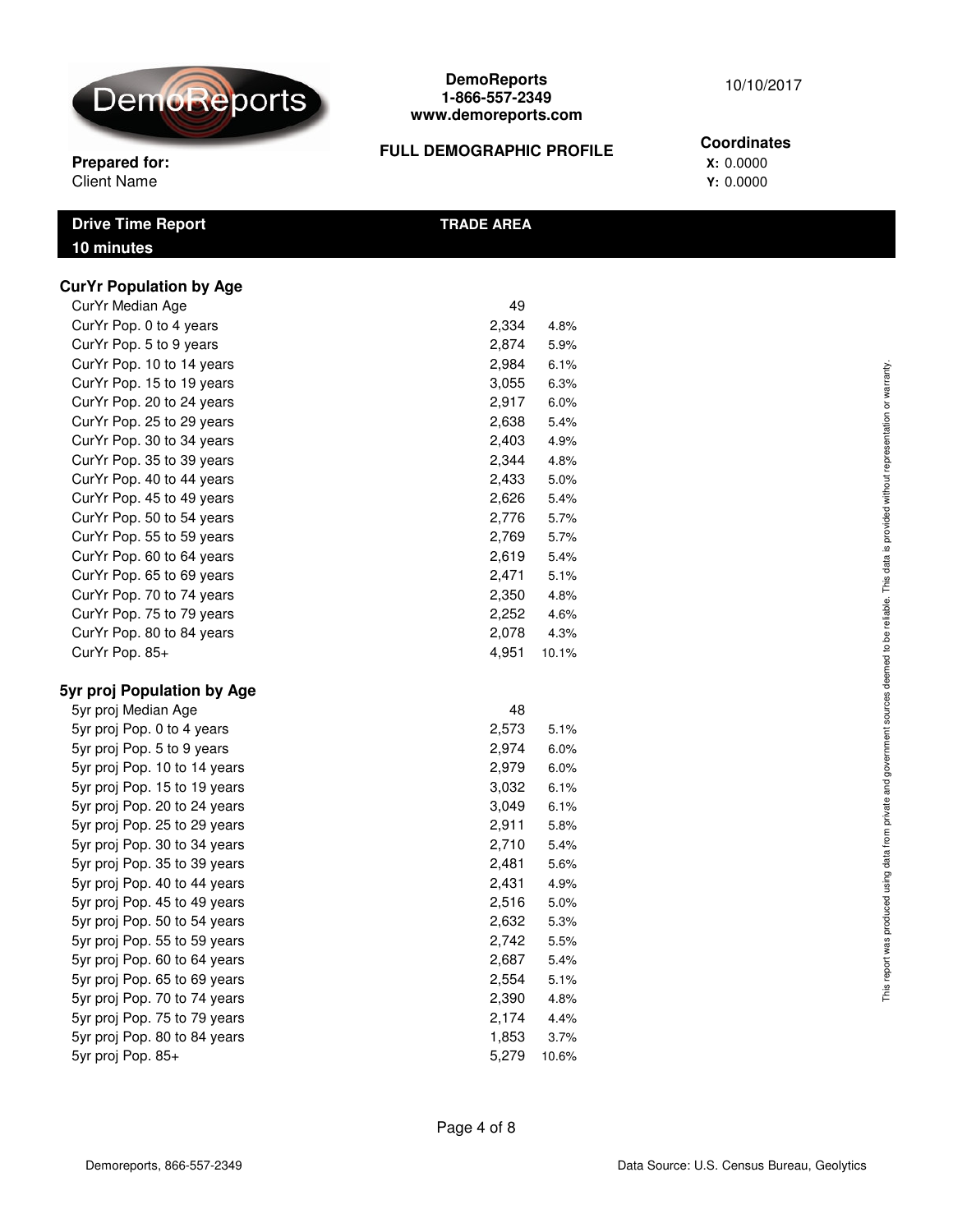**DemoReports**
**1-866-557-2349**
**www.demoreports.com**

10/10/2017

**FULL DEMOGRAPHIC PROFILE**

**Prepared for:**
Client Name

**Coordinates**
**X:** 0.0000
**Y:** 0.0000

| Drive Time Report 10 minutes | TRADE AREA | |
|---|---|---|
| **CurYr Population by Age** | | |
| CurYr Median Age | 49 | |
| CurYr Pop. 0 to 4 years | 2,334 | 4.8% |
| CurYr Pop. 5 to 9 years | 2,874 | 5.9% |
| CurYr Pop. 10 to 14 years | 2,984 | 6.1% |
| CurYr Pop. 15 to 19 years | 3,055 | 6.3% |
| CurYr Pop. 20 to 24 years | 2,917 | 6.0% |
| CurYr Pop. 25 to 29 years | 2,638 | 5.4% |
| CurYr Pop. 30 to 34 years | 2,403 | 4.9% |
| CurYr Pop. 35 to 39 years | 2,344 | 4.8% |
| CurYr Pop. 40 to 44 years | 2,433 | 5.0% |
| CurYr Pop. 45 to 49 years | 2,626 | 5.4% |
| CurYr Pop. 50 to 54 years | 2,776 | 5.7% |
| CurYr Pop. 55 to 59 years | 2,769 | 5.7% |
| CurYr Pop. 60 to 64 years | 2,619 | 5.4% |
| CurYr Pop. 65 to 69 years | 2,471 | 5.1% |
| CurYr Pop. 70 to 74 years | 2,350 | 4.8% |
| CurYr Pop. 75 to 79 years | 2,252 | 4.6% |
| CurYr Pop. 80 to 84 years | 2,078 | 4.3% |
| CurYr Pop. 85+ | 4,951 | 10.1% |
| **5yr proj Population by Age** | | |
| 5yr proj Median Age | 48 | |
| 5yr proj Pop. 0 to 4 years | 2,573 | 5.1% |
| 5yr proj Pop. 5 to 9 years | 2,974 | 6.0% |
| 5yr proj Pop. 10 to 14 years | 2,979 | 6.0% |
| 5yr proj Pop. 15 to 19 years | 3,032 | 6.1% |
| 5yr proj Pop. 20 to 24 years | 3,049 | 6.1% |
| 5yr proj Pop. 25 to 29 years | 2,911 | 5.8% |
| 5yr proj Pop. 30 to 34 years | 2,710 | 5.4% |
| 5yr proj Pop. 35 to 39 years | 2,481 | 5.6% |
| 5yr proj Pop. 40 to 44 years | 2,431 | 4.9% |
| 5yr proj Pop. 45 to 49 years | 2,516 | 5.0% |
| 5yr proj Pop. 50 to 54 years | 2,632 | 5.3% |
| 5yr proj Pop. 55 to 59 years | 2,742 | 5.5% |
| 5yr proj Pop. 60 to 64 years | 2,687 | 5.4% |
| 5yr proj Pop. 65 to 69 years | 2,554 | 5.1% |
| 5yr proj Pop. 70 to 74 years | 2,390 | 4.8% |
| 5yr proj Pop. 75 to 79 years | 2,174 | 4.4% |
| 5yr proj Pop. 80 to 84 years | 1,853 | 3.7% |
| 5yr proj Pop. 85+ | 5,279 | 10.6% |

This report was produced using data from private and government sources deemed to be reliable. This data is provided without representation or warranty.

Data Source: U.S. Census Bureau, Geolytics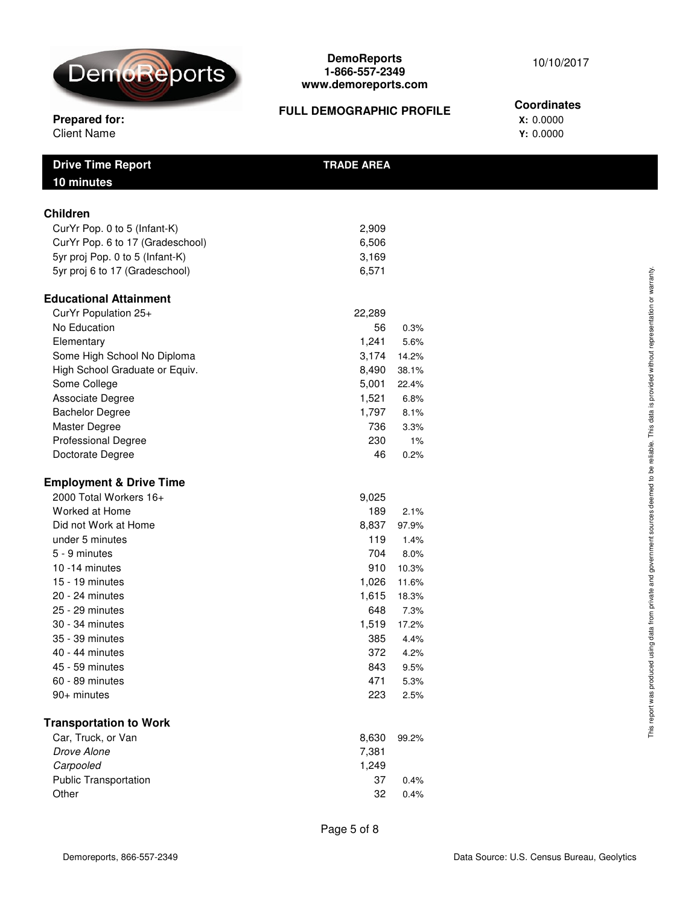**DemoReports**
**1-866-557-2349**
**www.demoreports.com**

10/10/2017

**FULL DEMOGRAPHIC PROFILE**

**Prepared for:**
Client Name

**Coordinates**
**X:** 0.0000
**Y:** 0.0000

| **Drive Time Report 10 minutes** | **TRADE AREA** | |
|---|---|---|
| **Children** | | |
| CurYr Pop. 0 to 5 (Infant-K) | 2,909 | |
| CurYr Pop. 6 to 17 (Gradeschool) | 6,506 | |
| 5yr proj Pop. 0 to 5 (Infant-K) | 3,169 | |
| 5yr proj 6 to 17 (Gradeschool) | 6,571 | |
| **Educational Attainment** | | |
| CurYr Population 25+ | 22,289 | |
| No Education | 56 | 0.3% |
| Elementary | 1,241 | 5.6% |
| Some High School No Diploma | 3,174 | 14.2% |
| High School Graduate or Equiv. | 8,490 | 38.1% |
| Some College | 5,001 | 22.4% |
| Associate Degree | 1,521 | 6.8% |
| Bachelor Degree | 1,797 | 8.1% |
| Master Degree | 736 | 3.3% |
| Professional Degree | 230 | 1% |
| Doctorate Degree | 46 | 0.2% |
| **Employment & Drive Time** | | |
| 2000 Total Workers 16+ | 9,025 | |
| Worked at Home | 189 | 2.1% |
| Did not Work at Home | 8,837 | 97.9% |
| under 5 minutes | 119 | 1.4% |
| 5 - 9 minutes | 704 | 8.0% |
| 10 -14 minutes | 910 | 10.3% |
| 15 - 19 minutes | 1,026 | 11.6% |
| 20 - 24 minutes | 1,615 | 18.3% |
| 25 - 29 minutes | 648 | 7.3% |
| 30 - 34 minutes | 1,519 | 17.2% |
| 35 - 39 minutes | 385 | 4.4% |
| 40 - 44 minutes | 372 | 4.2% |
| 45 - 59 minutes | 843 | 9.5% |
| 60 - 89 minutes | 471 | 5.3% |
| 90+ minutes | 223 | 2.5% |
| **Transportation to Work** | | |
| Car, Truck, or Van | 8,630 | 99.2% |
| *Drove Alone* | 7,381 | |
| *Carpooled* | 1,249 | |
| Public Transportation | 37 | 0.4% |
| Other | 32 | 0.4% |

This report was produced using data from private and government sources deemed to be reliable. This data is provided without representation or warranty.

Demoreports, 866-557-2349

Data Source: U.S. Census Bureau, Geolytics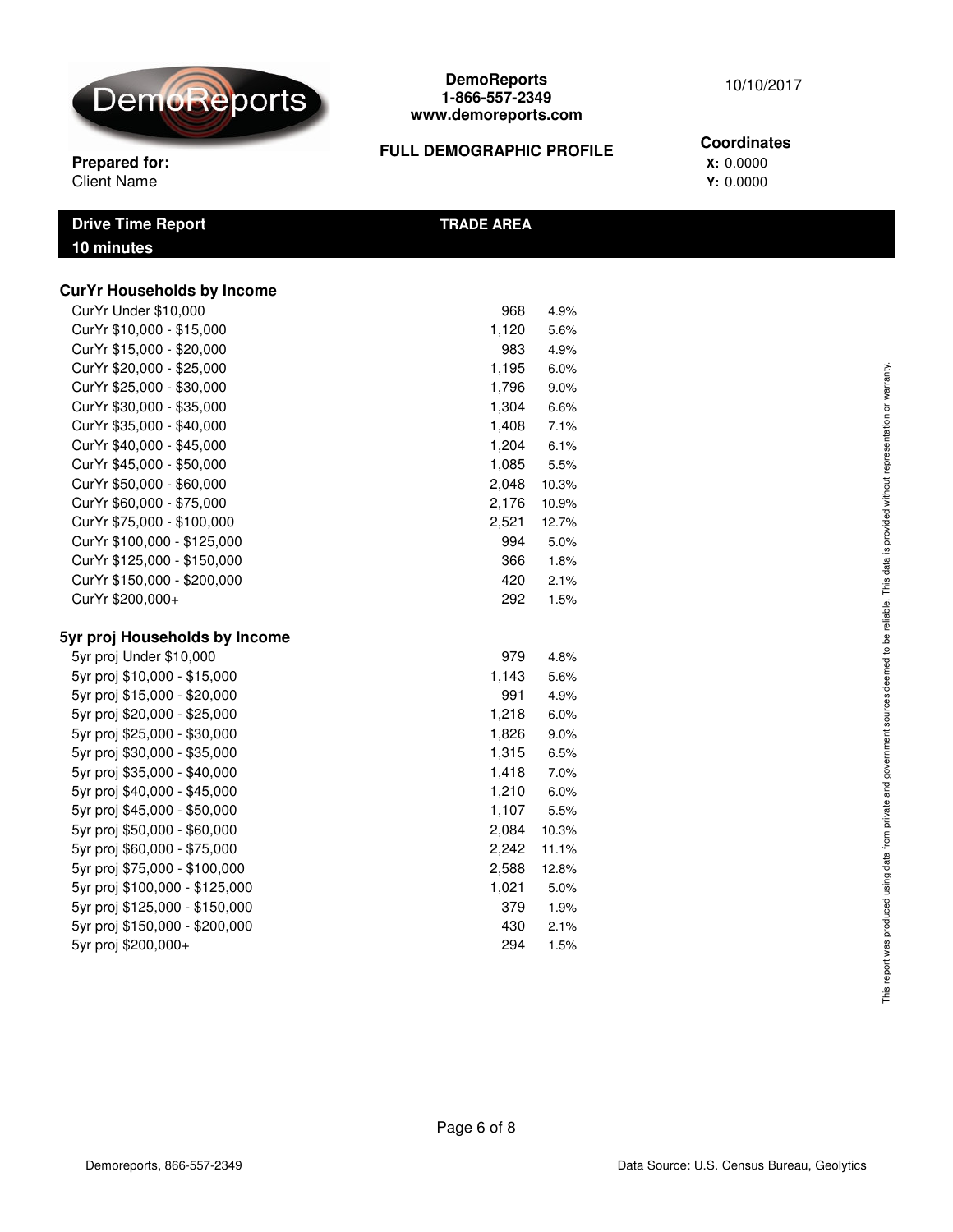DemoReports
1-866-557-2349
www.demoreports.com

10/10/2017

**FULL DEMOGRAPHIC PROFILE**

**Prepared for:**
Client Name

**Coordinates**
**X:** 0.0000
**Y:** 0.0000

| Drive Time Report 10 minutes | TRADE AREA | |
|---|---|---|
| **CurYr Households by Income** | | |
| CurYr Under $10,000 | 968 | 4.9% |
| CurYr $10,000 - $15,000 | 1,120 | 5.6% |
| CurYr $15,000 - $20,000 | 983 | 4.9% |
| CurYr $20,000 - $25,000 | 1,195 | 6.0% |
| CurYr $25,000 - $30,000 | 1,796 | 9.0% |
| CurYr $30,000 - $35,000 | 1,304 | 6.6% |
| CurYr $35,000 - $40,000 | 1,408 | 7.1% |
| CurYr $40,000 - $45,000 | 1,204 | 6.1% |
| CurYr $45,000 - $50,000 | 1,085 | 5.5% |
| CurYr $50,000 - $60,000 | 2,048 | 10.3% |
| CurYr $60,000 - $75,000 | 2,176 | 10.9% |
| CurYr $75,000 - $100,000 | 2,521 | 12.7% |
| CurYr $100,000 - $125,000 | 994 | 5.0% |
| CurYr $125,000 - $150,000 | 366 | 1.8% |
| CurYr $150,000 - $200,000 | 420 | 2.1% |
| CurYr $200,000+ | 292 | 1.5% |
| **5yr proj Households by Income** | | |
| 5yr proj Under $10,000 | 979 | 4.8% |
| 5yr proj $10,000 - $15,000 | 1,143 | 5.6% |
| 5yr proj $15,000 - $20,000 | 991 | 4.9% |
| 5yr proj $20,000 - $25,000 | 1,218 | 6.0% |
| 5yr proj $25,000 - $30,000 | 1,826 | 9.0% |
| 5yr proj $30,000 - $35,000 | 1,315 | 6.5% |
| 5yr proj $35,000 - $40,000 | 1,418 | 7.0% |
| 5yr proj $40,000 - $45,000 | 1,210 | 6.0% |
| 5yr proj $45,000 - $50,000 | 1,107 | 5.5% |
| 5yr proj $50,000 - $60,000 | 2,084 | 10.3% |
| 5yr proj $60,000 - $75,000 | 2,242 | 11.1% |
| 5yr proj $75,000 - $100,000 | 2,588 | 12.8% |
| 5yr proj $100,000 - $125,000 | 1,021 | 5.0% |
| 5yr proj $125,000 - $150,000 | 379 | 1.9% |
| 5yr proj $150,000 - $200,000 | 430 | 2.1% |
| 5yr proj $200,000+ | 294 | 1.5% |

This report was produced using data from private and government sources deemed to be reliable. This data is provided without representation or warranty.

Demoreports, 866-557-2349

Data Source: U.S. Census Bureau, Geolytics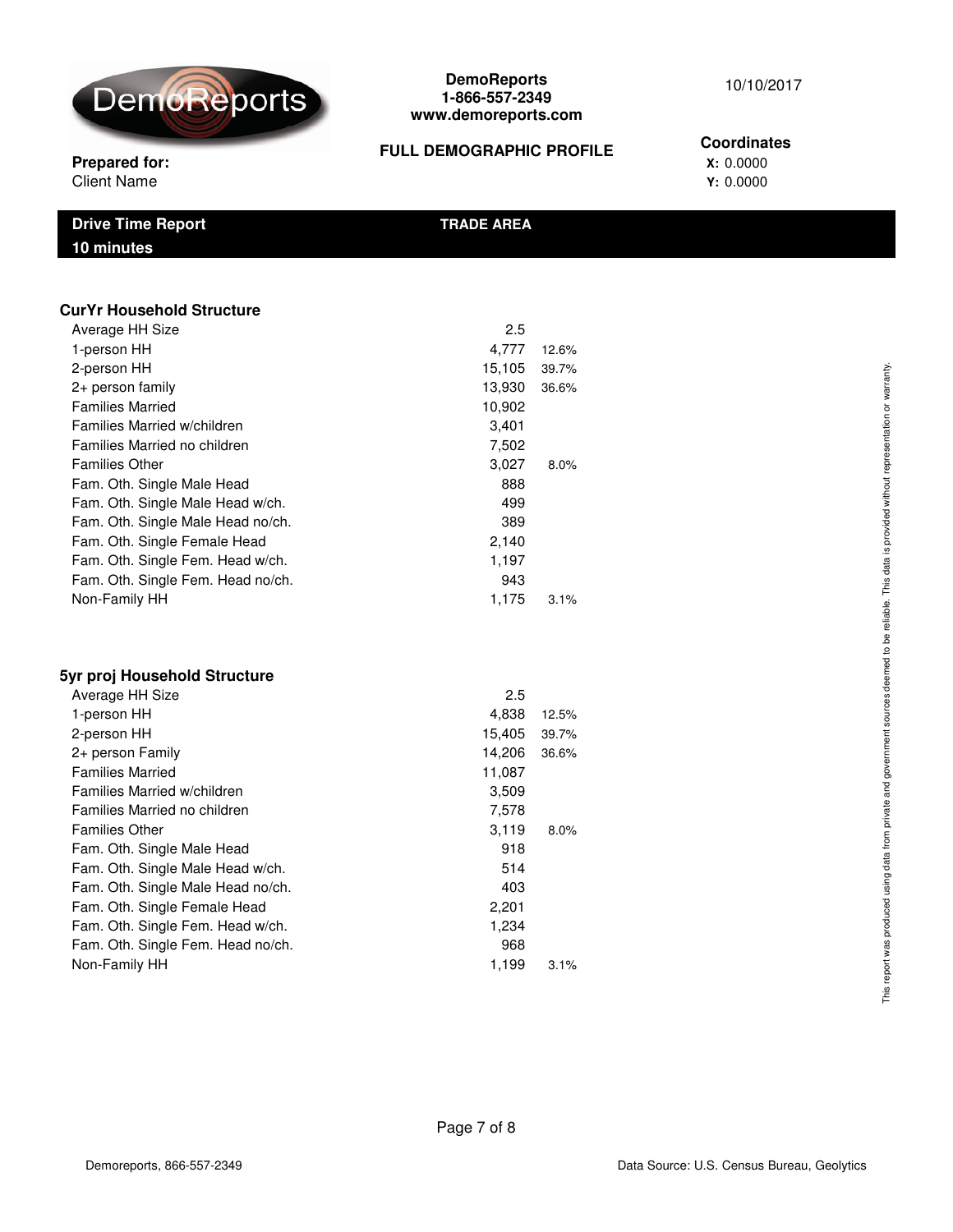DemoReports
1-866-557-2349
www.demoreports.com

10/10/2017

**Prepared for:**
Client Name

**FULL DEMOGRAPHIC PROFILE**

**Coordinates**
**X:** 0.0000
**Y:** 0.0000

**Drive Time Report** | **TRADE AREA**
**10 minutes**

### CurYr Household Structure

| | | |
|---|---|---|
| Average HH Size | 2.5 | |
| 1-person HH | 4,777 | 12.6% |
| 2-person HH | 15,105 | 39.7% |
| 2+ person family | 13,930 | 36.6% |
| Families Married | 10,902 | |
| Families Married w/children | 3,401 | |
| Families Married no children | 7,502 | |
| Families Other | 3,027 | 8.0% |
| Fam. Oth. Single Male Head | 888 | |
| Fam. Oth. Single Male Head w/ch. | 499 | |
| Fam. Oth. Single Male Head no/ch. | 389 | |
| Fam. Oth. Single Female Head | 2,140 | |
| Fam. Oth. Single Fem. Head w/ch. | 1,197 | |
| Fam. Oth. Single Fem. Head no/ch. | 943 | |
| Non-Family HH | 1,175 | 3.1% |

### 5yr proj Household Structure

| | | |
|---|---|---|
| Average HH Size | 2.5 | |
| 1-person HH | 4,838 | 12.5% |
| 2-person HH | 15,405 | 39.7% |
| 2+ person Family | 14,206 | 36.6% |
| Families Married | 11,087 | |
| Families Married w/children | 3,509 | |
| Families Married no children | 7,578 | |
| Families Other | 3,119 | 8.0% |
| Fam. Oth. Single Male Head | 918 | |
| Fam. Oth. Single Male Head w/ch. | 514 | |
| Fam. Oth. Single Male Head no/ch. | 403 | |
| Fam. Oth. Single Female Head | 2,201 | |
| Fam. Oth. Single Fem. Head w/ch. | 1,234 | |
| Fam. Oth. Single Fem. Head no/ch. | 968 | |
| Non-Family HH | 1,199 | 3.1% |

This report was produced using data from private and government sources deemed to be reliable. This data is provided without representation or warranty.

Demoreports, 866-557-2349

Data Source: U.S. Census Bureau, Geolytics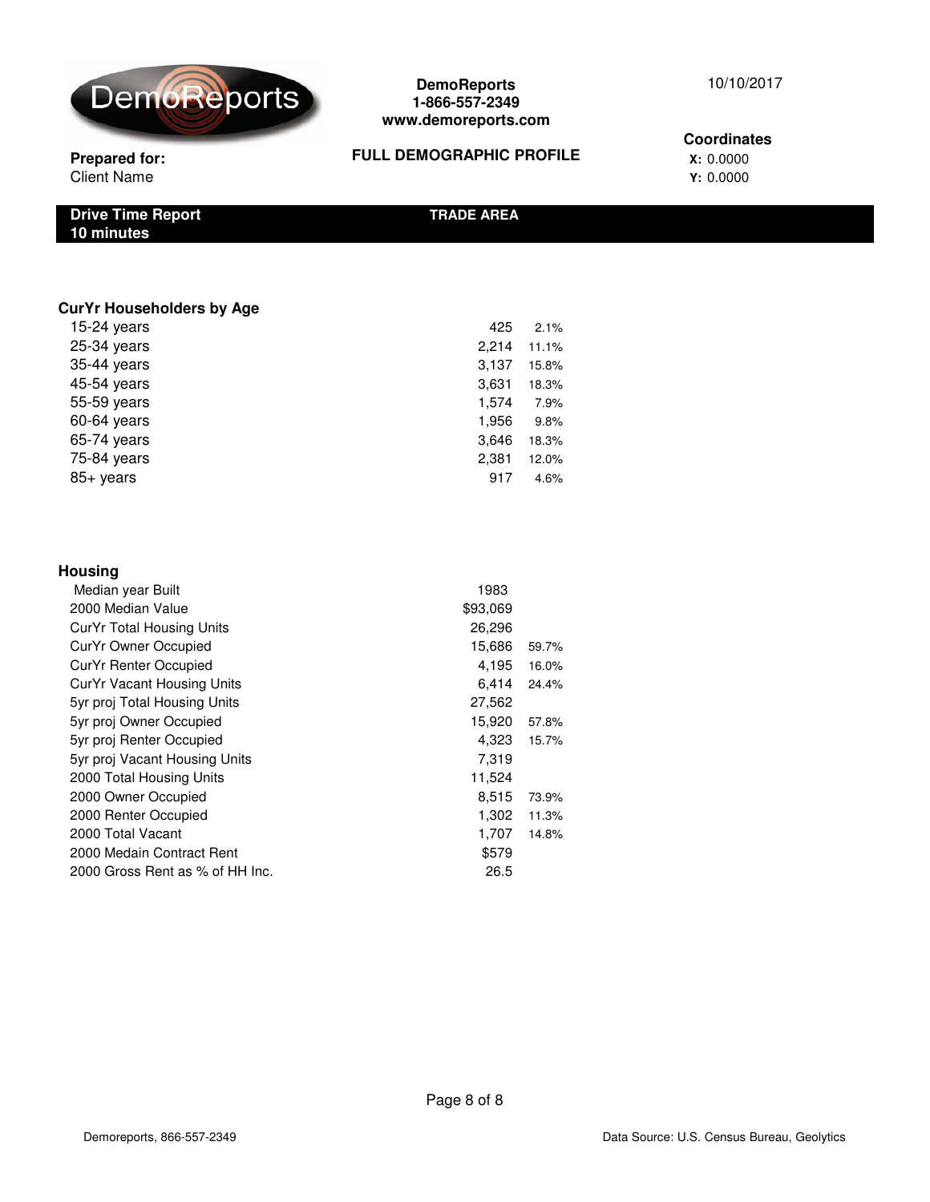DemoReports
1-866-557-2349
www.demoreports.com

10/10/2017

**Prepared for:**
Client Name

**FULL DEMOGRAPHIC PROFILE**

**Coordinates**
**X:** 0.0000
**Y:** 0.0000

**Drive Time Report**
**10 minutes**

**TRADE AREA**

### CurYr Householders by Age

| | | |
|---|---|---|
| 15-24 years | 425 | 2.1% |
| 25-34 years | 2,214 | 11.1% |
| 35-44 years | 3,137 | 15.8% |
| 45-54 years | 3,631 | 18.3% |
| 55-59 years | 1,574 | 7.9% |
| 60-64 years | 1,956 | 9.8% |
| 65-74 years | 3,646 | 18.3% |
| 75-84 years | 2,381 | 12.0% |
| 85+ years | 917 | 4.6% |

### Housing

| | | |
|---|---|---|
| Median year Built | 1983 | |
| 2000 Median Value | $93,069 | |
| CurYr Total Housing Units | 26,296 | |
| CurYr Owner Occupied | 15,686 | 59.7% |
| CurYr Renter Occupied | 4,195 | 16.0% |
| CurYr Vacant Housing Units | 6,414 | 24.4% |
| 5yr proj Total Housing Units | 27,562 | |
| 5yr proj Owner Occupied | 15,920 | 57.8% |
| 5yr proj Renter Occupied | 4,323 | 15.7% |
| 5yr proj Vacant Housing Units | 7,319 | |
| 2000 Total Housing Units | 11,524 | |
| 2000 Owner Occupied | 8,515 | 73.9% |
| 2000 Renter Occupied | 1,302 | 11.3% |
| 2000 Total Vacant | 1,707 | 14.8% |
| 2000 Medain Contract Rent | $579 | |
| 2000 Gross Rent as % of HH Inc. | 26.5 | |

Data Source: U.S. Census Bureau, Geolytics